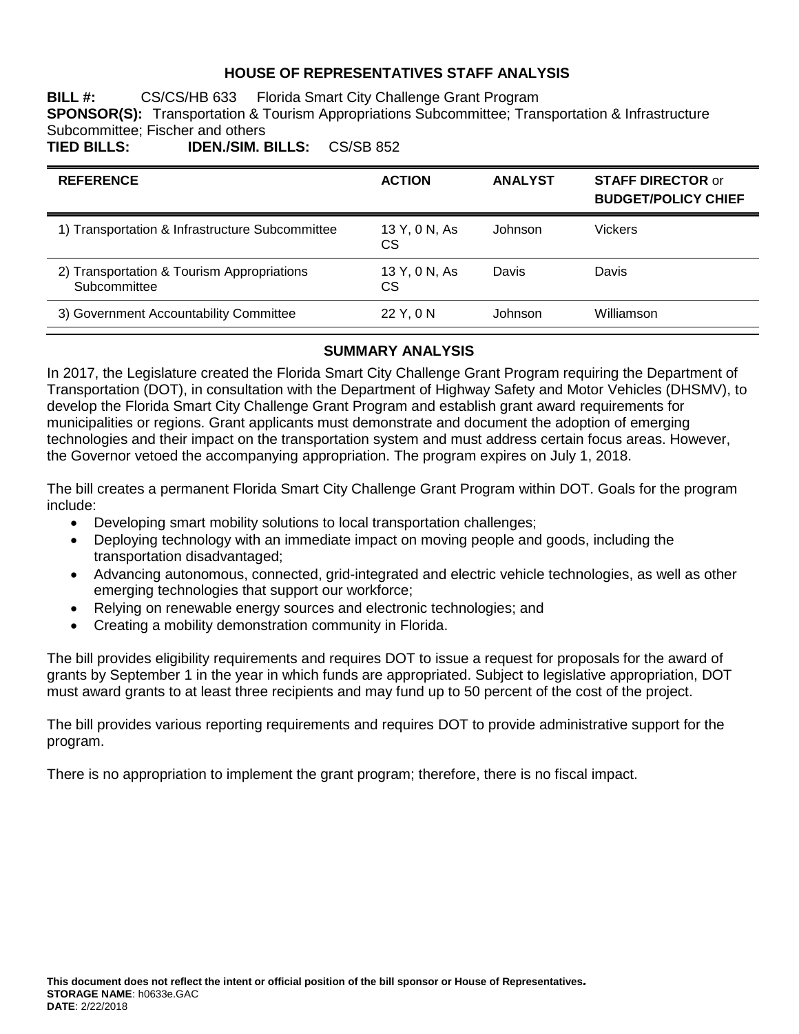# HOUSE OF REPRESENTATIVES STAFF ANALYSIS

**BILL #:** CS/CS/HB 633 Florida Smart City Challenge Grant Program

**SPONSOR(S):** Transportation & Tourism Appropriations Subcommittee; Transportation & Infrastructure Subcommittee; Fischer and others

**TIED BILLS:** **IDEN./SIM. BILLS:** CS/SB 852

| REFERENCE | ACTION | ANALYST | STAFF DIRECTOR or BUDGET/POLICY CHIEF |
|---|---|---|---|
| 1) Transportation & Infrastructure Subcommittee | 13 Y, 0 N, As CS | Johnson | Vickers |
| 2) Transportation & Tourism Appropriations Subcommittee | 13 Y, 0 N, As CS | Davis | Davis |
| 3) Government Accountability Committee | 22 Y, 0 N | Johnson | Williamson |

## SUMMARY ANALYSIS

In 2017, the Legislature created the Florida Smart City Challenge Grant Program requiring the Department of Transportation (DOT), in consultation with the Department of Highway Safety and Motor Vehicles (DHSMV), to develop the Florida Smart City Challenge Grant Program and establish grant award requirements for municipalities or regions. Grant applicants must demonstrate and document the adoption of emerging technologies and their impact on the transportation system and must address certain focus areas. However, the Governor vetoed the accompanying appropriation. The program expires on July 1, 2018.

The bill creates a permanent Florida Smart City Challenge Grant Program within DOT. Goals for the program include:

- Developing smart mobility solutions to local transportation challenges;
- Deploying technology with an immediate impact on moving people and goods, including the transportation disadvantaged;
- Advancing autonomous, connected, grid-integrated and electric vehicle technologies, as well as other emerging technologies that support our workforce;
- Relying on renewable energy sources and electronic technologies; and
- Creating a mobility demonstration community in Florida.

The bill provides eligibility requirements and requires DOT to issue a request for proposals for the award of grants by September 1 in the year in which funds are appropriated. Subject to legislative appropriation, DOT must award grants to at least three recipients and may fund up to 50 percent of the cost of the project.

The bill provides various reporting requirements and requires DOT to provide administrative support for the program.

There is no appropriation to implement the grant program; therefore, there is no fiscal impact.

**This document does not reflect the intent or official position of the bill sponsor or House of Representatives.**

**STORAGE NAME**: h0633e.GAC

**DATE**: 2/22/2018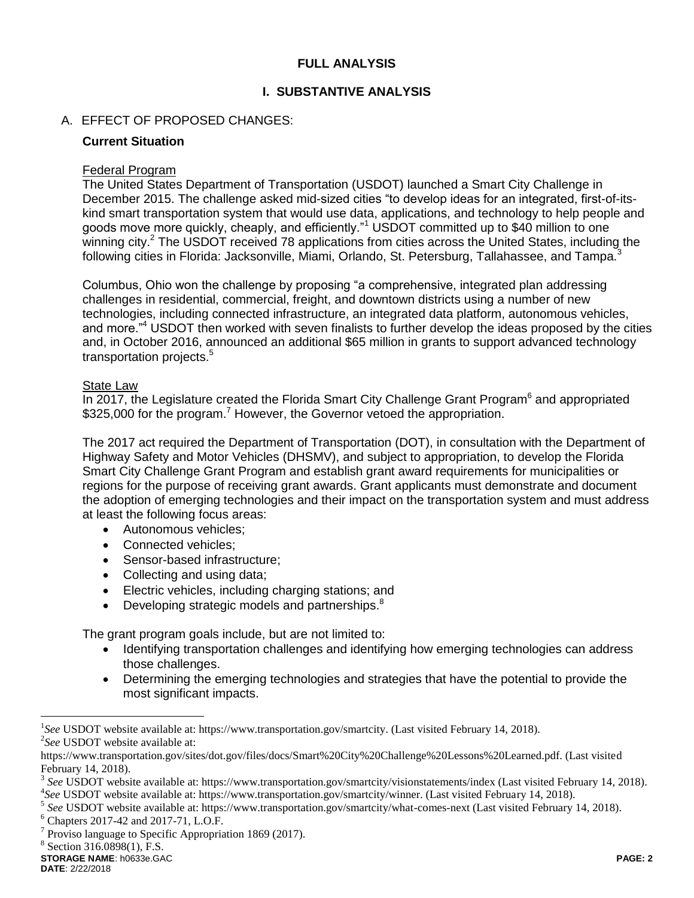## FULL ANALYSIS

### I. SUBSTANTIVE ANALYSIS

A. EFFECT OF PROPOSED CHANGES:

**Current Situation**

Federal Program

The United States Department of Transportation (USDOT) launched a Smart City Challenge in December 2015. The challenge asked mid-sized cities "to develop ideas for an integrated, first-of-its-kind smart transportation system that would use data, applications, and technology to help people and goods move more quickly, cheaply, and efficiently."[1] USDOT committed up to $40 million to one winning city.[2] The USDOT received 78 applications from cities across the United States, including the following cities in Florida: Jacksonville, Miami, Orlando, St. Petersburg, Tallahassee, and Tampa.[3]

Columbus, Ohio won the challenge by proposing "a comprehensive, integrated plan addressing challenges in residential, commercial, freight, and downtown districts using a number of new technologies, including connected infrastructure, an integrated data platform, autonomous vehicles, and more."[4] USDOT then worked with seven finalists to further develop the ideas proposed by the cities and, in October 2016, announced an additional $65 million in grants to support advanced technology transportation projects.[5]

State Law

In 2017, the Legislature created the Florida Smart City Challenge Grant Program[6] and appropriated $325,000 for the program.[7] However, the Governor vetoed the appropriation.

The 2017 act required the Department of Transportation (DOT), in consultation with the Department of Highway Safety and Motor Vehicles (DHSMV), and subject to appropriation, to develop the Florida Smart City Challenge Grant Program and establish grant award requirements for municipalities or regions for the purpose of receiving grant awards. Grant applicants must demonstrate and document the adoption of emerging technologies and their impact on the transportation system and must address at least the following focus areas:

- Autonomous vehicles;
- Connected vehicles;
- Sensor-based infrastructure;
- Collecting and using data;
- Electric vehicles, including charging stations; and
- Developing strategic models and partnerships.[8]

The grant program goals include, but are not limited to:

- Identifying transportation challenges and identifying how emerging technologies can address those challenges.
- Determining the emerging technologies and strategies that have the potential to provide the most significant impacts.

---

[1] *See* USDOT website available at: https://www.transportation.gov/smartcity. (Last visited February 14, 2018).

[2] *See* USDOT website available at: https://www.transportation.gov/sites/dot.gov/files/docs/Smart%20City%20Challenge%20Lessons%20Learned.pdf. (Last visited February 14, 2018).

[3] *See* USDOT website available at: https://www.transportation.gov/smartcity/visionstatements/index (Last visited February 14, 2018).

[4] *See* USDOT website available at: https://www.transportation.gov/smartcity/winner. (Last visited February 14, 2018).

[5] *See* USDOT website available at: https://www.transportation.gov/smartcity/what-comes-next (Last visited February 14, 2018).

[6] Chapters 2017-42 and 2017-71, L.O.F.

[7] Proviso language to Specific Appropriation 1869 (2017).

[8] Section 316.0898(1), F.S.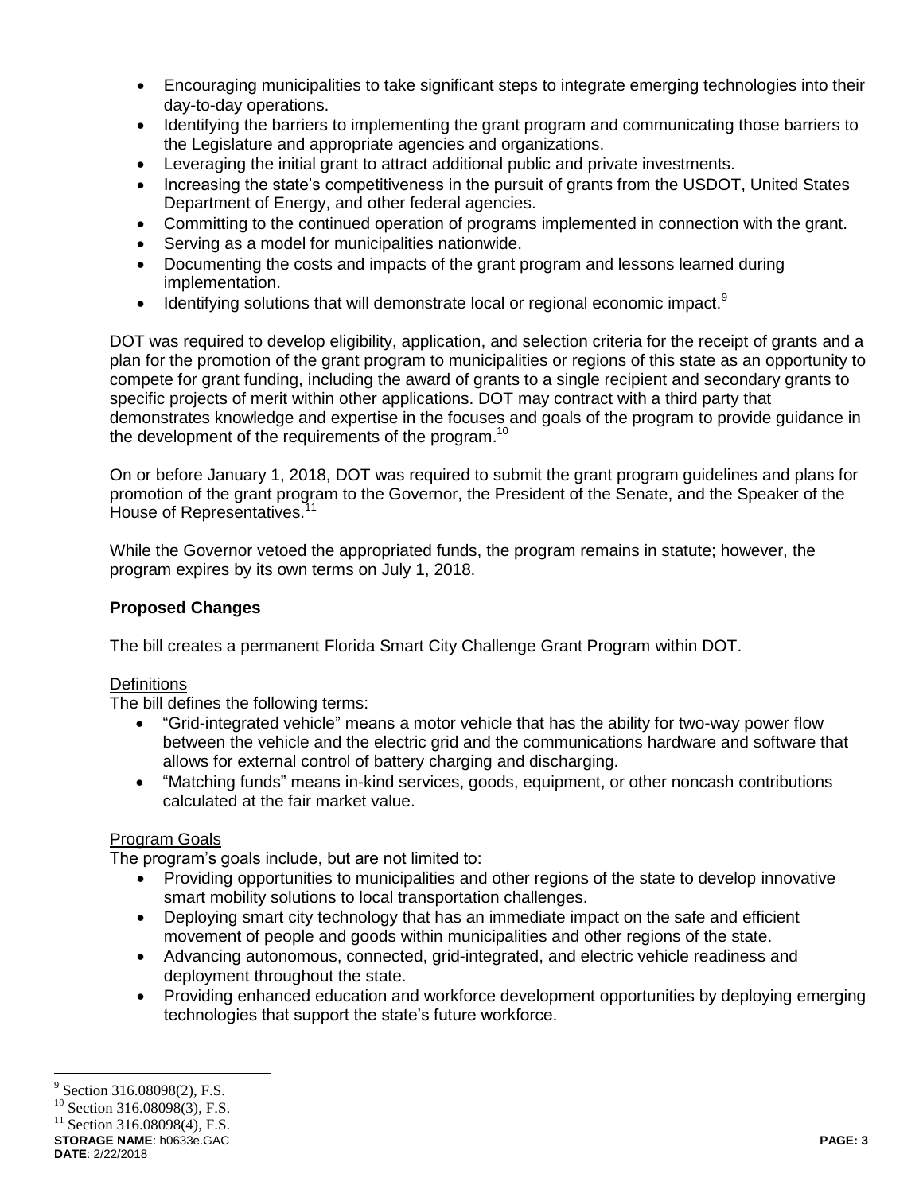- Encouraging municipalities to take significant steps to integrate emerging technologies into their day-to-day operations.
- Identifying the barriers to implementing the grant program and communicating those barriers to the Legislature and appropriate agencies and organizations.
- Leveraging the initial grant to attract additional public and private investments.
- Increasing the state's competitiveness in the pursuit of grants from the USDOT, United States Department of Energy, and other federal agencies.
- Committing to the continued operation of programs implemented in connection with the grant.
- Serving as a model for municipalities nationwide.
- Documenting the costs and impacts of the grant program and lessons learned during implementation.
- Identifying solutions that will demonstrate local or regional economic impact.[9]

DOT was required to develop eligibility, application, and selection criteria for the receipt of grants and a plan for the promotion of the grant program to municipalities or regions of this state as an opportunity to compete for grant funding, including the award of grants to a single recipient and secondary grants to specific projects of merit within other applications. DOT may contract with a third party that demonstrates knowledge and expertise in the focuses and goals of the program to provide guidance in the development of the requirements of the program.[10]

On or before January 1, 2018, DOT was required to submit the grant program guidelines and plans for promotion of the grant program to the Governor, the President of the Senate, and the Speaker of the House of Representatives.[11]

While the Governor vetoed the appropriated funds, the program remains in statute; however, the program expires by its own terms on July 1, 2018.

**Proposed Changes**

The bill creates a permanent Florida Smart City Challenge Grant Program within DOT.

Definitions

The bill defines the following terms:

- "Grid-integrated vehicle" means a motor vehicle that has the ability for two-way power flow between the vehicle and the electric grid and the communications hardware and software that allows for external control of battery charging and discharging.
- "Matching funds" means in-kind services, goods, equipment, or other noncash contributions calculated at the fair market value.

Program Goals

The program's goals include, but are not limited to:

- Providing opportunities to municipalities and other regions of the state to develop innovative smart mobility solutions to local transportation challenges.
- Deploying smart city technology that has an immediate impact on the safe and efficient movement of people and goods within municipalities and other regions of the state.
- Advancing autonomous, connected, grid-integrated, and electric vehicle readiness and deployment throughout the state.
- Providing enhanced education and workforce development opportunities by deploying emerging technologies that support the state's future workforce.

[9] Section 316.08098(2), F.S.
[10] Section 316.08098(3), F.S.
[11] Section 316.08098(4), F.S.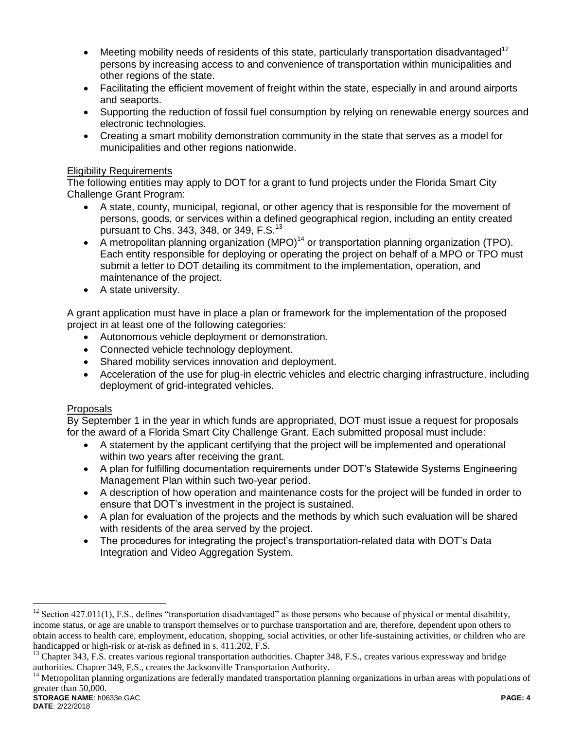- Meeting mobility needs of residents of this state, particularly transportation disadvantaged[12] persons by increasing access to and convenience of transportation within municipalities and other regions of the state.
- Facilitating the efficient movement of freight within the state, especially in and around airports and seaports.
- Supporting the reduction of fossil fuel consumption by relying on renewable energy sources and electronic technologies.
- Creating a smart mobility demonstration community in the state that serves as a model for municipalities and other regions nationwide.

Eligibility Requirements

The following entities may apply to DOT for a grant to fund projects under the Florida Smart City Challenge Grant Program:

- A state, county, municipal, regional, or other agency that is responsible for the movement of persons, goods, or services within a defined geographical region, including an entity created pursuant to Chs. 343, 348, or 349, F.S.[13]
- A metropolitan planning organization (MPO)[14] or transportation planning organization (TPO). Each entity responsible for deploying or operating the project on behalf of a MPO or TPO must submit a letter to DOT detailing its commitment to the implementation, operation, and maintenance of the project.
- A state university.

A grant application must have in place a plan or framework for the implementation of the proposed project in at least one of the following categories:

- Autonomous vehicle deployment or demonstration.
- Connected vehicle technology deployment.
- Shared mobility services innovation and deployment.
- Acceleration of the use for plug-in electric vehicles and electric charging infrastructure, including deployment of grid-integrated vehicles.

Proposals

By September 1 in the year in which funds are appropriated, DOT must issue a request for proposals for the award of a Florida Smart City Challenge Grant. Each submitted proposal must include:

- A statement by the applicant certifying that the project will be implemented and operational within two years after receiving the grant.
- A plan for fulfilling documentation requirements under DOT's Statewide Systems Engineering Management Plan within such two-year period.
- A description of how operation and maintenance costs for the project will be funded in order to ensure that DOT's investment in the project is sustained.
- A plan for evaluation of the projects and the methods by which such evaluation will be shared with residents of the area served by the project.
- The procedures for integrating the project's transportation-related data with DOT's Data Integration and Video Aggregation System.

---

[12] Section 427.011(1), F.S., defines "transportation disadvantaged" as those persons who because of physical or mental disability, income status, or age are unable to transport themselves or to purchase transportation and are, therefore, dependent upon others to obtain access to health care, employment, education, shopping, social activities, or other life-sustaining activities, or children who are handicapped or high-risk or at-risk as defined in s. 411.202, F.S.

[13] Chapter 343, F.S. creates various regional transportation authorities. Chapter 348, F.S., creates various expressway and bridge authorities. Chapter 349, F.S., creates the Jacksonville Transportation Authority.

[14] Metropolitan planning organizations are federally mandated transportation planning organizations in urban areas with populations of greater than 50,000.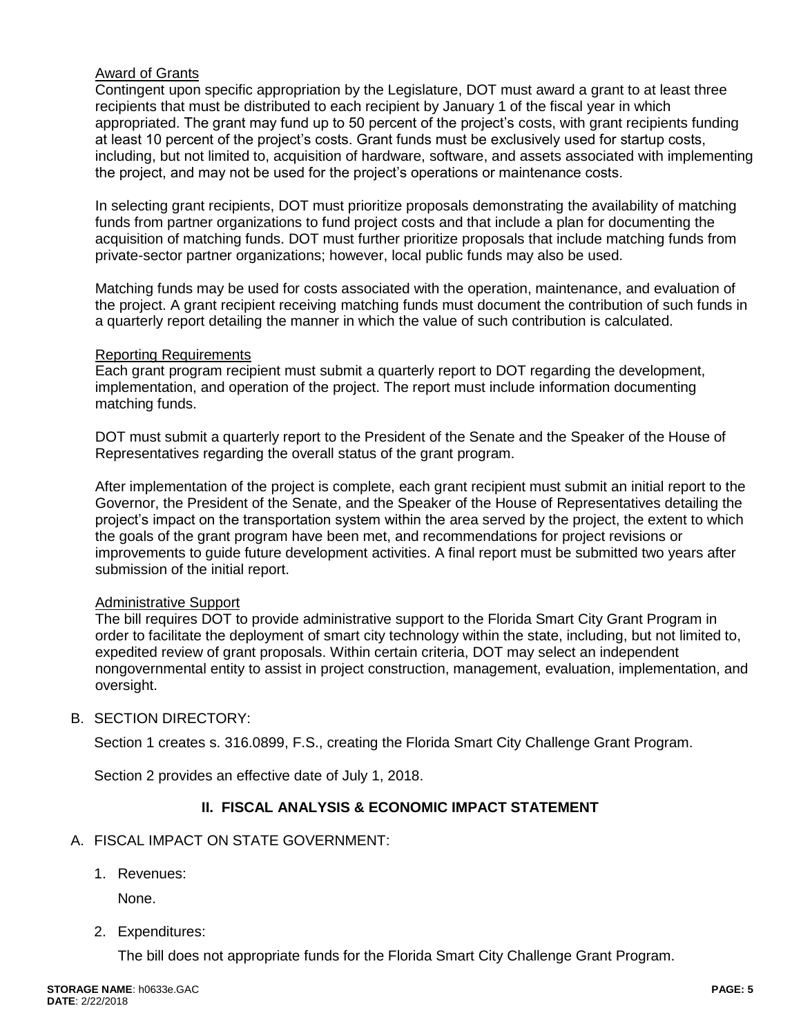Award of Grants

Contingent upon specific appropriation by the Legislature, DOT must award a grant to at least three recipients that must be distributed to each recipient by January 1 of the fiscal year in which appropriated. The grant may fund up to 50 percent of the project's costs, with grant recipients funding at least 10 percent of the project's costs. Grant funds must be exclusively used for startup costs, including, but not limited to, acquisition of hardware, software, and assets associated with implementing the project, and may not be used for the project's operations or maintenance costs.

In selecting grant recipients, DOT must prioritize proposals demonstrating the availability of matching funds from partner organizations to fund project costs and that include a plan for documenting the acquisition of matching funds. DOT must further prioritize proposals that include matching funds from private-sector partner organizations; however, local public funds may also be used.

Matching funds may be used for costs associated with the operation, maintenance, and evaluation of the project. A grant recipient receiving matching funds must document the contribution of such funds in a quarterly report detailing the manner in which the value of such contribution is calculated.

Reporting Requirements

Each grant program recipient must submit a quarterly report to DOT regarding the development, implementation, and operation of the project. The report must include information documenting matching funds.

DOT must submit a quarterly report to the President of the Senate and the Speaker of the House of Representatives regarding the overall status of the grant program.

After implementation of the project is complete, each grant recipient must submit an initial report to the Governor, the President of the Senate, and the Speaker of the House of Representatives detailing the project's impact on the transportation system within the area served by the project, the extent to which the goals of the grant program have been met, and recommendations for project revisions or improvements to guide future development activities. A final report must be submitted two years after submission of the initial report.

Administrative Support

The bill requires DOT to provide administrative support to the Florida Smart City Grant Program in order to facilitate the deployment of smart city technology within the state, including, but not limited to, expedited review of grant proposals. Within certain criteria, DOT may select an independent nongovernmental entity to assist in project construction, management, evaluation, implementation, and oversight.

B. SECTION DIRECTORY:

Section 1 creates s. 316.0899, F.S., creating the Florida Smart City Challenge Grant Program.

Section 2 provides an effective date of July 1, 2018.

## II. FISCAL ANALYSIS & ECONOMIC IMPACT STATEMENT

A. FISCAL IMPACT ON STATE GOVERNMENT:

1. Revenues:

   None.

2. Expenditures:

   The bill does not appropriate funds for the Florida Smart City Challenge Grant Program.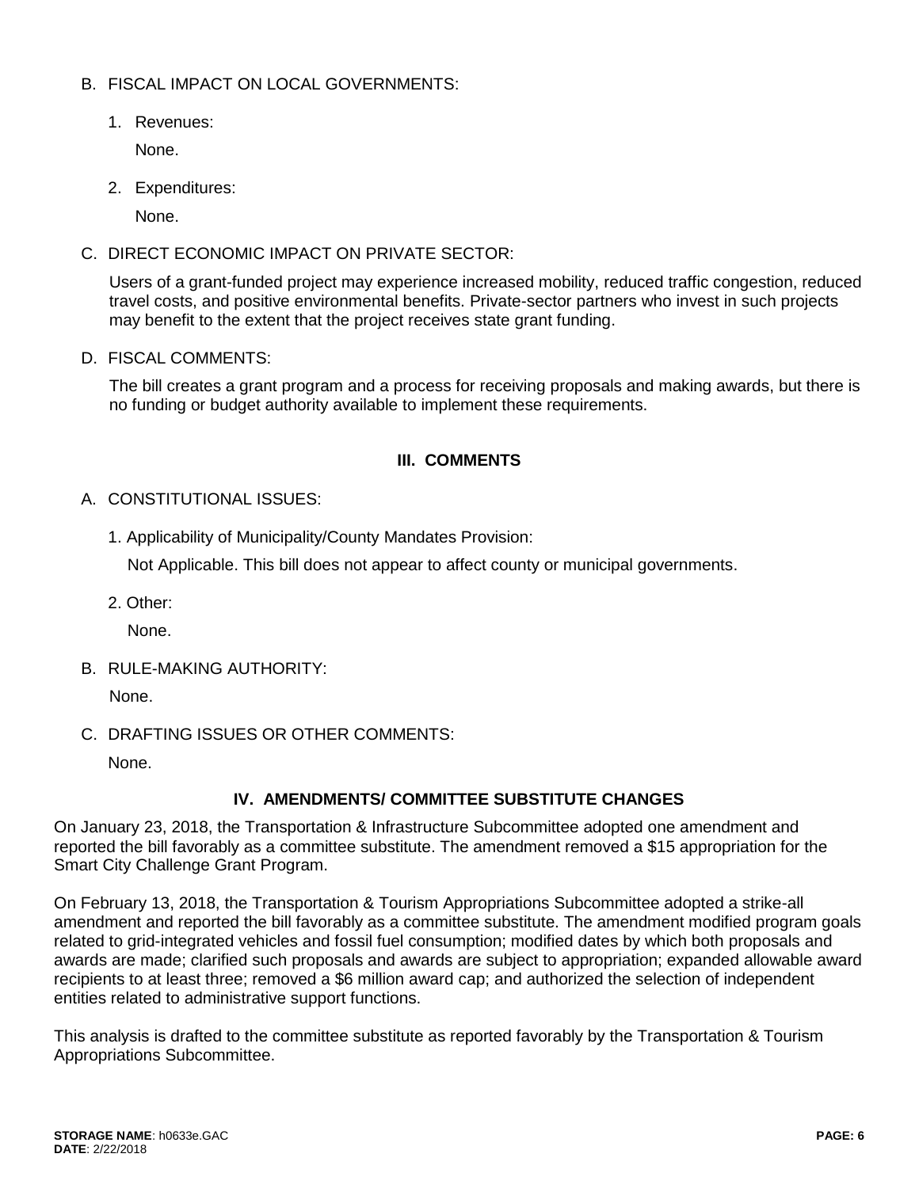B. FISCAL IMPACT ON LOCAL GOVERNMENTS:

1. Revenues:

   None.

2. Expenditures:

   None.

C. DIRECT ECONOMIC IMPACT ON PRIVATE SECTOR:

Users of a grant-funded project may experience increased mobility, reduced traffic congestion, reduced travel costs, and positive environmental benefits. Private-sector partners who invest in such projects may benefit to the extent that the project receives state grant funding.

D. FISCAL COMMENTS:

The bill creates a grant program and a process for receiving proposals and making awards, but there is no funding or budget authority available to implement these requirements.

## III. COMMENTS

A. CONSTITUTIONAL ISSUES:

1. Applicability of Municipality/County Mandates Provision:

   Not Applicable. This bill does not appear to affect county or municipal governments.

2. Other:

   None.

B. RULE-MAKING AUTHORITY:

None.

C. DRAFTING ISSUES OR OTHER COMMENTS:

None.

## IV. AMENDMENTS/ COMMITTEE SUBSTITUTE CHANGES

On January 23, 2018, the Transportation & Infrastructure Subcommittee adopted one amendment and reported the bill favorably as a committee substitute. The amendment removed a $15 appropriation for the Smart City Challenge Grant Program.

On February 13, 2018, the Transportation & Tourism Appropriations Subcommittee adopted a strike-all amendment and reported the bill favorably as a committee substitute. The amendment modified program goals related to grid-integrated vehicles and fossil fuel consumption; modified dates by which both proposals and awards are made; clarified such proposals and awards are subject to appropriation; expanded allowable award recipients to at least three; removed a $6 million award cap; and authorized the selection of independent entities related to administrative support functions.

This analysis is drafted to the committee substitute as reported favorably by the Transportation & Tourism Appropriations Subcommittee.